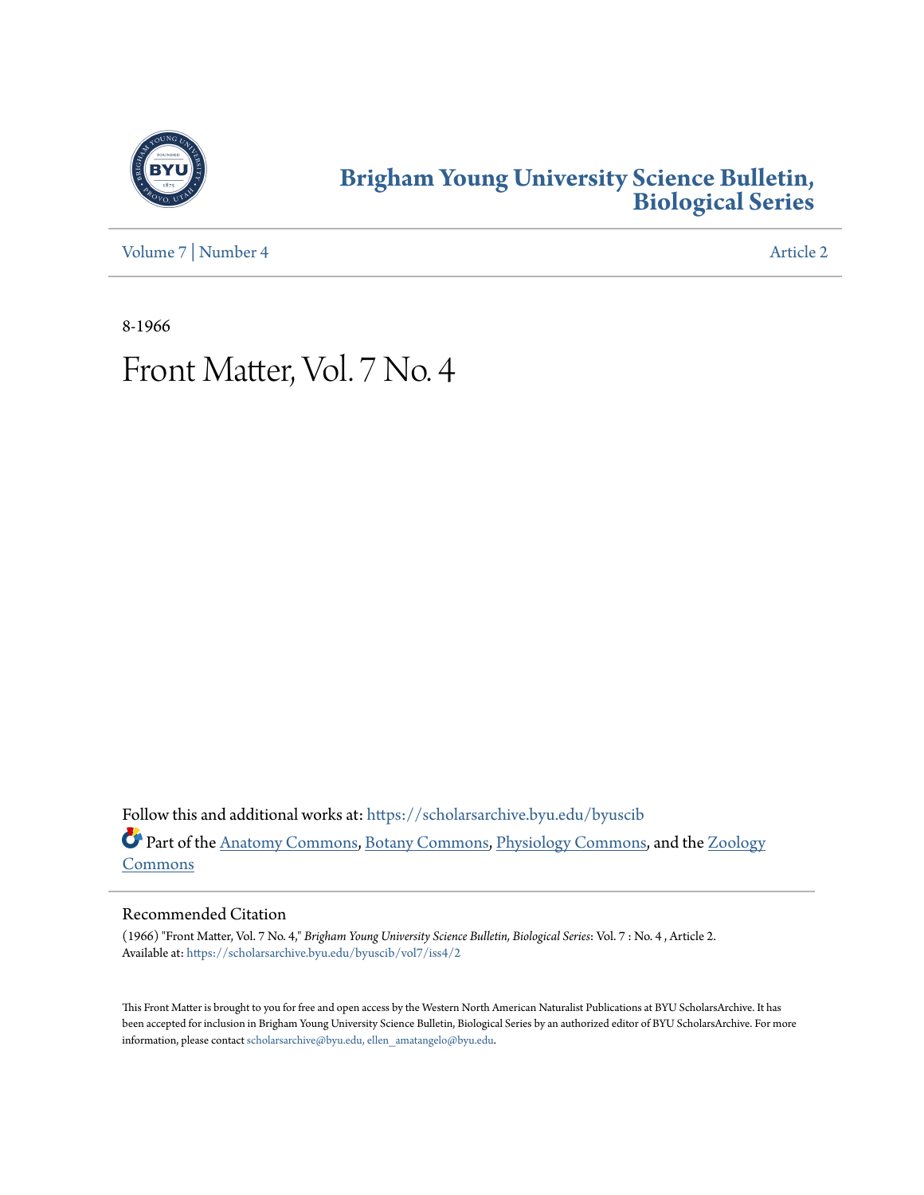# Brigham Young University Science Bulletin, Biological Series

Volume 7 | Number 4 Article 2

8-1966

# Front Matter, Vol. 7 No. 4

Follow this and additional works at: https://scholarsarchive.byu.edu/byuscib

Part of the Anatomy Commons, Botany Commons, Physiology Commons, and the Zoology Commons

## Recommended Citation

(1966) "Front Matter, Vol. 7 No. 4," *Brigham Young University Science Bulletin, Biological Series*: Vol. 7 : No. 4 , Article 2.
Available at: https://scholarsarchive.byu.edu/byuscib/vol7/iss4/2

This Front Matter is brought to you for free and open access by the Western North American Naturalist Publications at BYU ScholarsArchive. It has been accepted for inclusion in Brigham Young University Science Bulletin, Biological Series by an authorized editor of BYU ScholarsArchive. For more information, please contact scholarsarchive@byu.edu, ellen_amatangelo@byu.edu.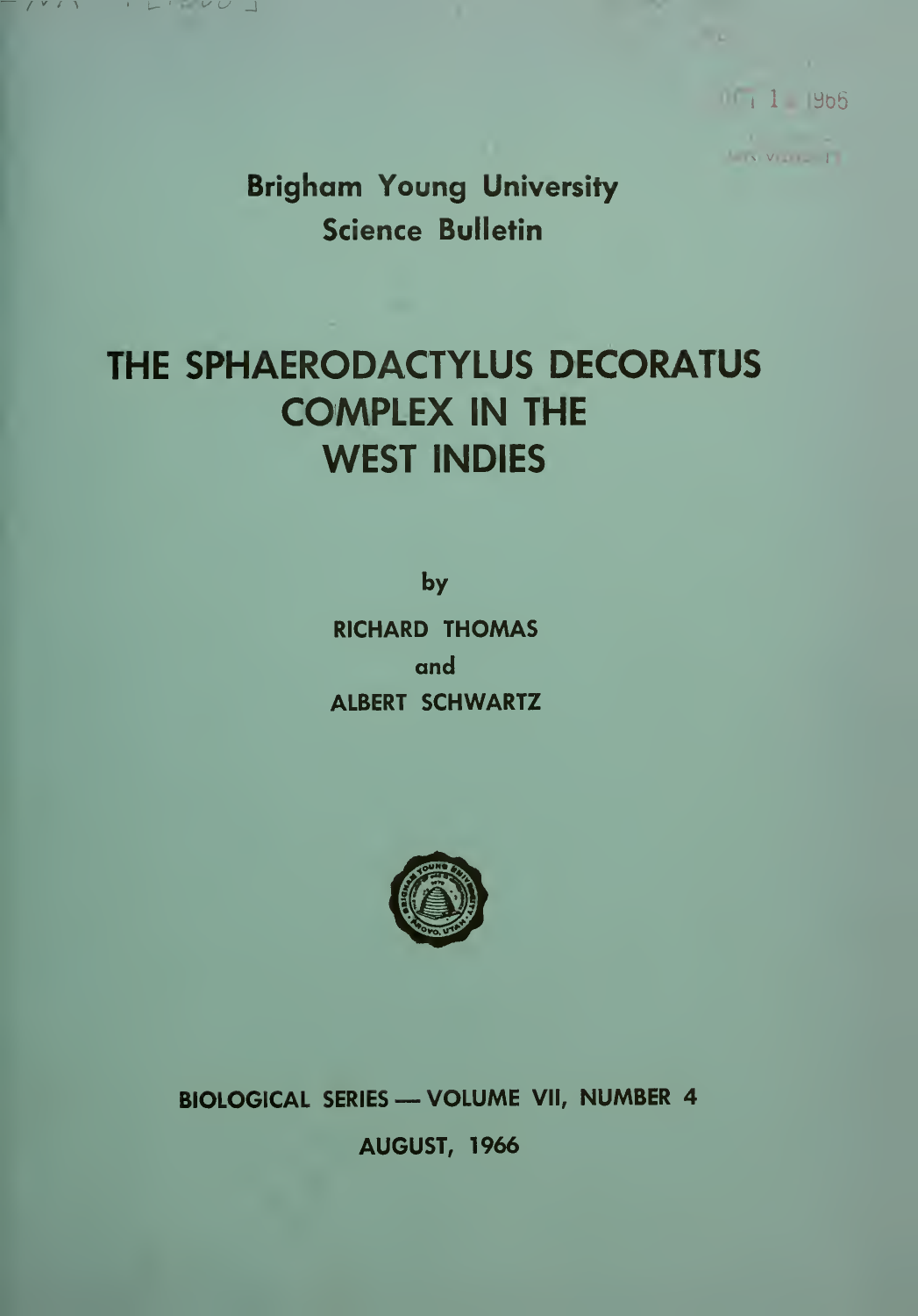Brigham Young University
Science Bulletin

# THE SPHAERODACTYLUS DECORATUS COMPLEX IN THE WEST INDIES

by

RICHARD THOMAS
and
ALBERT SCHWARTZ

BIOLOGICAL SERIES — VOLUME VII, NUMBER 4

AUGUST, 1966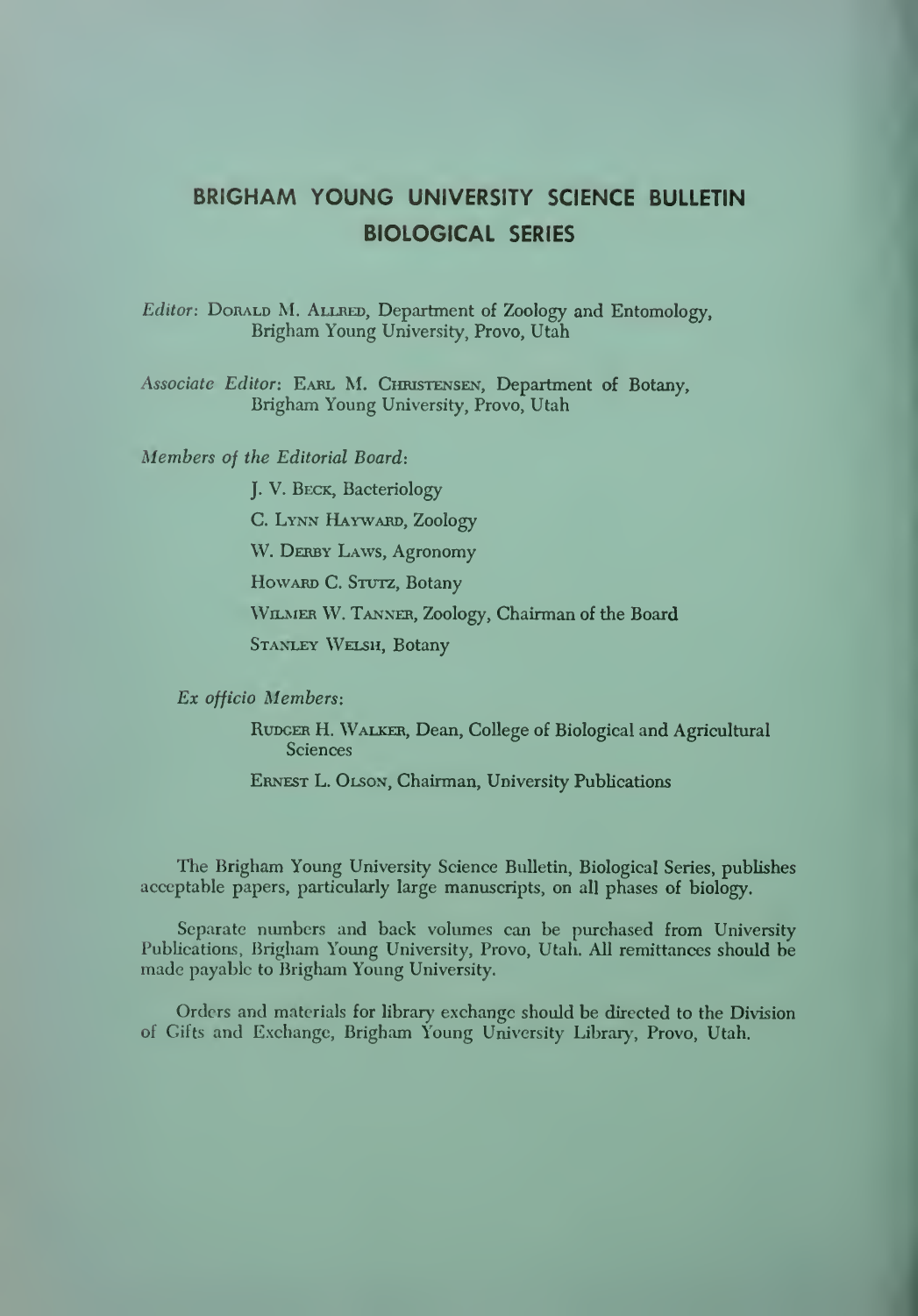# BRIGHAM YOUNG UNIVERSITY SCIENCE BULLETIN
## BIOLOGICAL SERIES

*Editor:* DORALD M. ALLRED, Department of Zoology and Entomology, Brigham Young University, Provo, Utah

*Associate Editor:* EARL M. CHRISTENSEN, Department of Botany, Brigham Young University, Provo, Utah

*Members of the Editorial Board:*

J. V. BECK, Bacteriology

C. LYNN HAYWARD, Zoology

W. DERBY LAWS, Agronomy

HOWARD C. STUTZ, Botany

WILMER W. TANNER, Zoology, Chairman of the Board

STANLEY WELSH, Botany

*Ex officio Members:*

RUDGER H. WALKER, Dean, College of Biological and Agricultural Sciences

ERNEST L. OLSON, Chairman, University Publications

The Brigham Young University Science Bulletin, Biological Series, publishes acceptable papers, particularly large manuscripts, on all phases of biology.

Separate numbers and back volumes can be purchased from University Publications, Brigham Young University, Provo, Utah. All remittances should be made payable to Brigham Young University.

Orders and materials for library exchange should be directed to the Division of Gifts and Exchange, Brigham Young University Library, Provo, Utah.